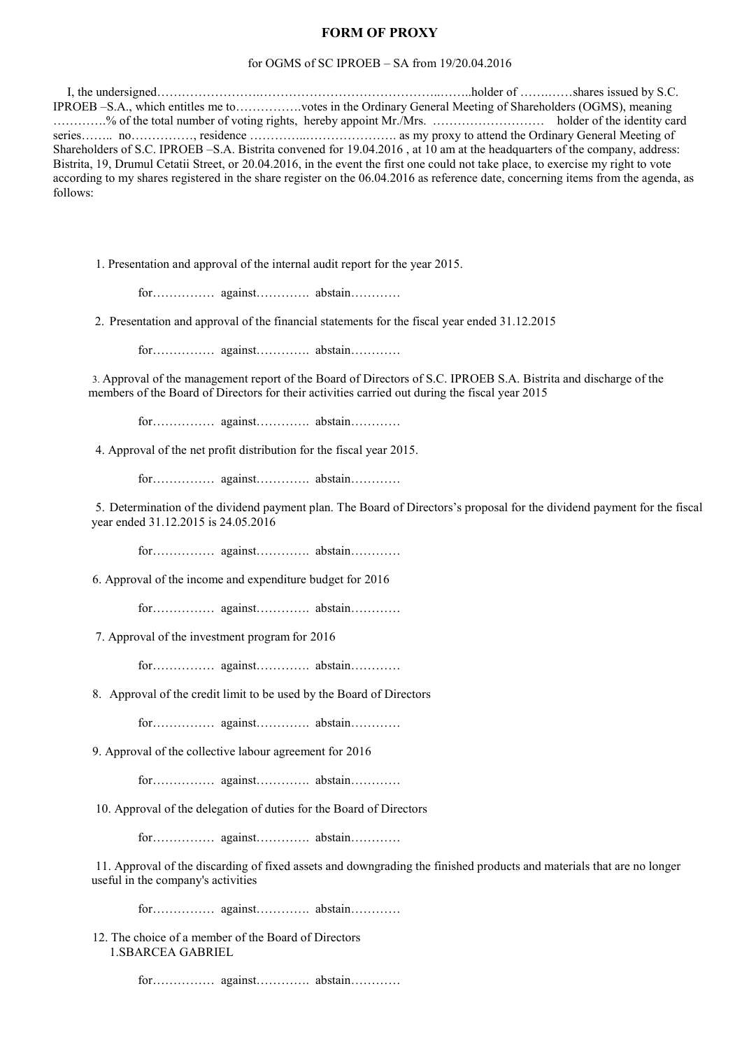# FORM OF PROXY

for OGMS of SC IPROEB – SA from 19/20.04.2016

I, the undersigned………………………………………………………………..……..holder of ……..……shares issued by S.C. IPROEB –S.A., which entitles me to…………….votes in the Ordinary General Meeting of Shareholders (OGMS), meaning ………….% of the total number of voting rights, hereby appoint Mr./Mrs. ……………………… holder of the identity card series…….. no……………, residence …………..…………………. as my proxy to attend the Ordinary General Meeting of Shareholders of S.C. IPROEB –S.A. Bistrita convened for 19.04.2016 , at 10 am at the headquarters of the company, address: Bistrita, 19, Drumul Cetatii Street, or 20.04.2016, in the event the first one could not take place, to exercise my right to vote according to my shares registered in the share register on the 06.04.2016 as reference date, concerning items from the agenda, as follows:

1. Presentation and approval of the internal audit report for the year 2015.

   for…………… against…………. abstain…………

2. Presentation and approval of the financial statements for the fiscal year ended 31.12.2015

   for…………… against…………. abstain…………

3. Approval of the management report of the Board of Directors of S.C. IPROEB S.A. Bistrita and discharge of the members of the Board of Directors for their activities carried out during the fiscal year 2015

   for…………… against…………. abstain…………

4. Approval of the net profit distribution for the fiscal year 2015.

   for…………… against…………. abstain…………

5. Determination of the dividend payment plan. The Board of Directors's proposal for the dividend payment for the fiscal year ended 31.12.2015 is 24.05.2016

   for…………… against…………. abstain…………

6. Approval of the income and expenditure budget for 2016

   for…………… against…………. abstain…………

7. Approval of the investment program for 2016

   for…………… against…………. abstain…………

8. Approval of the credit limit to be used by the Board of Directors

   for…………… against…………. abstain…………

9. Approval of the collective labour agreement for 2016

   for…………… against…………. abstain…………

10. Approval of the delegation of duties for the Board of Directors

    for…………… against…………. abstain…………

11. Approval of the discarding of fixed assets and downgrading the finished products and materials that are no longer useful in the company's activities

    for…………… against…………. abstain…………

12. The choice of a member of the Board of Directors
    1.SBARCEA GABRIEL

    for…………… against…………. abstain…………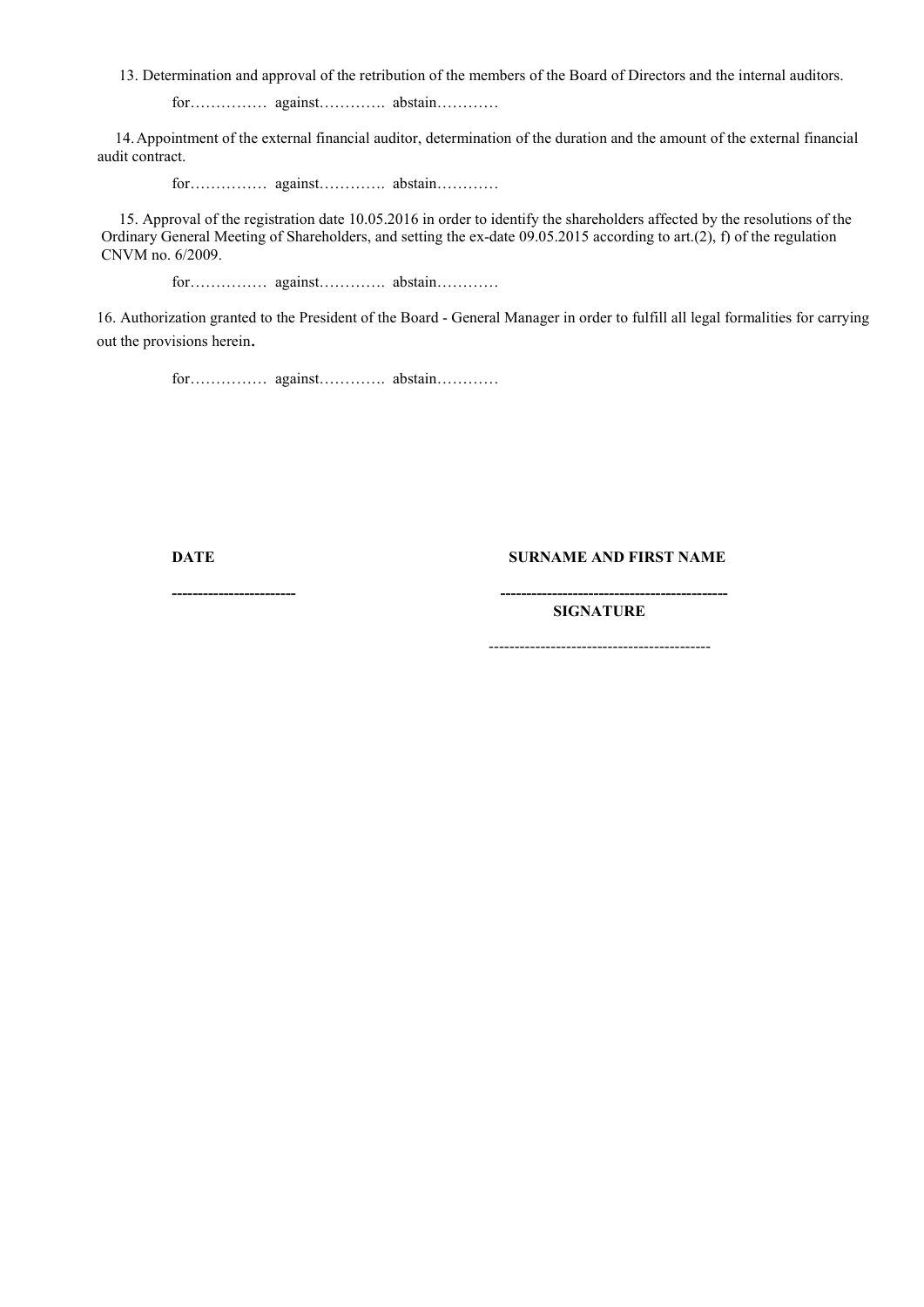13. Determination and approval of the retribution of the members of the Board of Directors and the internal auditors.

for…………… against…………. abstain…………

14. Appointment of the external financial auditor, determination of the duration and the amount of the external financial audit contract.

for…………… against…………. abstain…………

15. Approval of the registration date 10.05.2016 in order to identify the shareholders affected by the resolutions of the Ordinary General Meeting of Shareholders, and setting the ex-date 09.05.2015 according to art.(2), f) of the regulation CNVM no. 6/2009.

for…………… against…………. abstain…………

16. Authorization granted to the President of the Board - General Manager in order to fulfill all legal formalities for carrying out the provisions herein.

for…………… against…………. abstain…………

**DATE** **SURNAME AND FIRST NAME**

**-----------------------** **-------------------------------------------**

**SIGNATURE**

-------------------------------------------